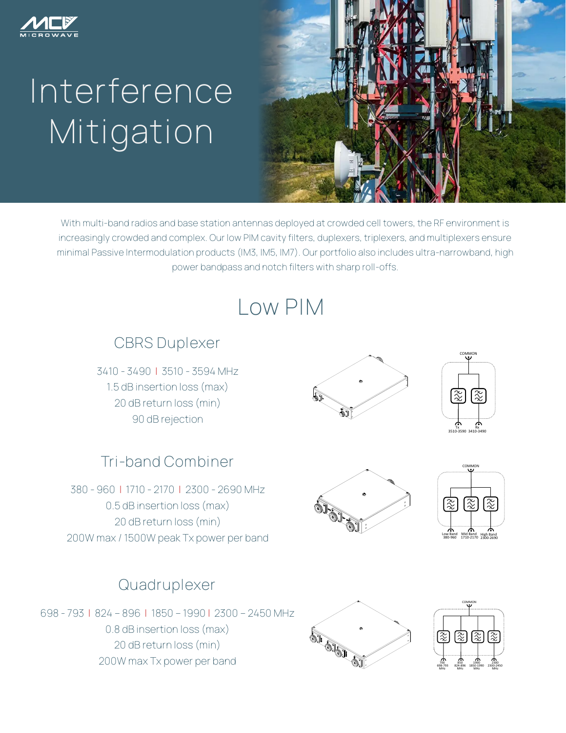# Interference Mitigation

With multi-band radios and base station antennas deployed at crowded cell towers, the RF environment is increasingly crowded and complex. Our low PIM cavity filters, duplexers, triplexers, and multiplexers ensure minimal Passive Intermodulation products (IM3, IM5, IM7). Our portfolio also includes ultra-narrowband, high power bandpass and notch filters with sharp roll-offs.

## Low PIM

### CBRS Duplexer

3410 - 3490 | 3510 - 3594 MHz
1.5 dB insertion loss (max)
20 dB return loss (min)
90 dB rejection

### Tri-band Combiner

380 - 960 | 1710 - 2170 | 2300 - 2690 MHz
0.5 dB insertion loss (max)
20 dB return loss (min)
200W max / 1500W peak Tx power per band

### Quadruplexer

698 - 793 | 824 – 896 | 1850 – 1990 | 2300 – 2450 MHz
0.8 dB insertion loss (max)
20 dB return loss (min)
200W max Tx power per band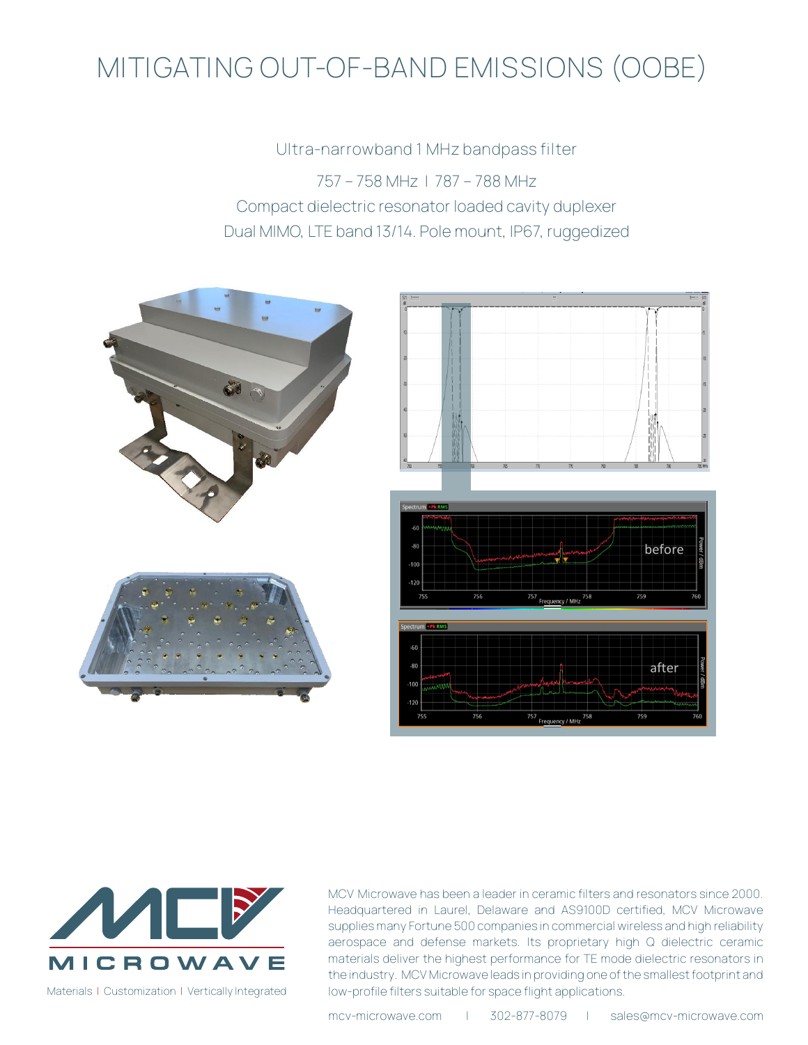# MITIGATING OUT-OF-BAND EMISSIONS (OOBE)

Ultra-narrowband 1 MHz bandpass filter

757 – 758 MHz I 787 – 788 MHz

Compact dielectric resonator loaded cavity duplexer

Dual MIMO, LTE band 13/14. Pole mount, IP67, ruggedized

Spectrum
-60
-80
-100
-120
755
756
757
758
759
760
Frequency / MHz
Power / dBm
before

Spectrum
-60
-80
-100
-120
755
756
757
758
759
760
Frequency / MHz
Power / dBm
after

MICROWAVE

Materials I Customization I Vertically Integrated

MCV Microwave has been a leader in ceramic filters and resonators since 2000. Headquartered in Laurel, Delaware and AS9100D certified, MCV Microwave supplies many Fortune 500 companies in commercial wireless and high reliability aerospace and defense markets. Its proprietary high Q dielectric ceramic materials deliver the highest performance for TE mode dielectric resonators in the industry. MCV Microwave leads in providing one of the smallest footprint and low-profile filters suitable for space flight applications.

mcv-microwave.com I 302-877-8079 I sales@mcv-microwave.com